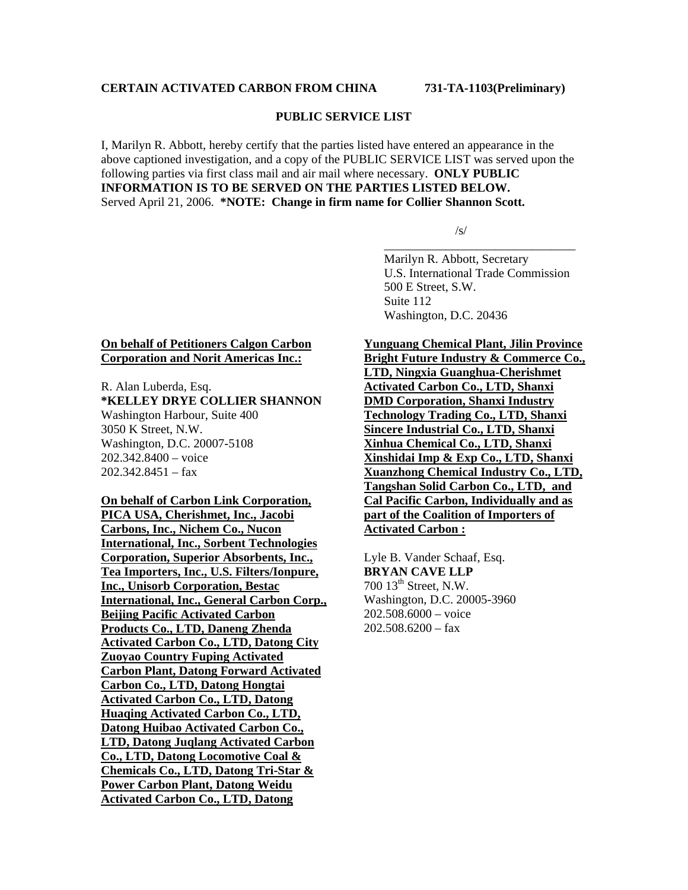**CERTAIN ACTIVATED CARBON FROM CHINA 731-TA-1103(Preliminary)**

**PUBLIC SERVICE LIST**

I, Marilyn R. Abbott, hereby certify that the parties listed have entered an appearance in the above captioned investigation, and a copy of the PUBLIC SERVICE LIST was served upon the following parties via first class mail and air mail where necessary. **ONLY PUBLIC INFORMATION IS TO BE SERVED ON THE PARTIES LISTED BELOW.** Served April 21, 2006. ***NOTE: Change in firm name for Collier Shannon Scott.**

/s/

\_\_\_\_\_\_\_\_\_\_\_\_\_\_\_\_\_\_\_\_\_\_\_\_\_\_\_\_\_\_\_\_

Marilyn R. Abbott, Secretary
U.S. International Trade Commission
500 E Street, S.W.
Suite 112
Washington, D.C. 20436

**On behalf of Petitioners Calgon Carbon Corporation and Norit Americas Inc.:**

R. Alan Luberda, Esq.
***KELLEY DRYE COLLIER SHANNON**
Washington Harbour, Suite 400
3050 K Street, N.W.
Washington, D.C. 20007-5108
202.342.8400 – voice
202.342.8451 – fax

**On behalf of Carbon Link Corporation, PICA USA, Cherishmet, Inc., Jacobi Carbons, Inc., Nichem Co., Nucon International, Inc., Sorbent Technologies Corporation, Superior Absorbents, Inc., Tea Importers, Inc., U.S. Filters/Ionpure, Inc., Unisorb Corporation, Bestac International, Inc., General Carbon Corp., Beijing Pacific Activated Carbon Products Co., LTD, Daneng Zhenda Activated Carbon Co., LTD, Datong City Zuoyao Country Fuping Activated Carbon Plant, Datong Forward Activated Carbon Co., LTD, Datong Hongtai Activated Carbon Co., LTD, Datong Huaqing Activated Carbon Co., LTD, Datong Huibao Activated Carbon Co., LTD, Datong Juqlang Activated Carbon Co., LTD, Datong Locomotive Coal & Chemicals Co., LTD, Datong Tri-Star & Power Carbon Plant, Datong Weidu Activated Carbon Co., LTD, Datong Yunguang Chemical Plant, Jilin Province Bright Future Industry & Commerce Co., LTD, Ningxia Guanghua-Cherishmet Activated Carbon Co., LTD, Shanxi DMD Corporation, Shanxi Industry Technology Trading Co., LTD, Shanxi Sincere Industrial Co., LTD, Shanxi Xinhua Chemical Co., LTD, Shanxi Xinshidai Imp & Exp Co., LTD, Shanxi Xuanzhong Chemical Industry Co., LTD, Tangshan Solid Carbon Co., LTD, and Cal Pacific Carbon, Individually and as part of the Coalition of Importers of Activated Carbon :**

Lyle B. Vander Schaaf, Esq.
**BRYAN CAVE LLP**
700 13th Street, N.W.
Washington, D.C. 20005-3960
202.508.6000 – voice
202.508.6200 – fax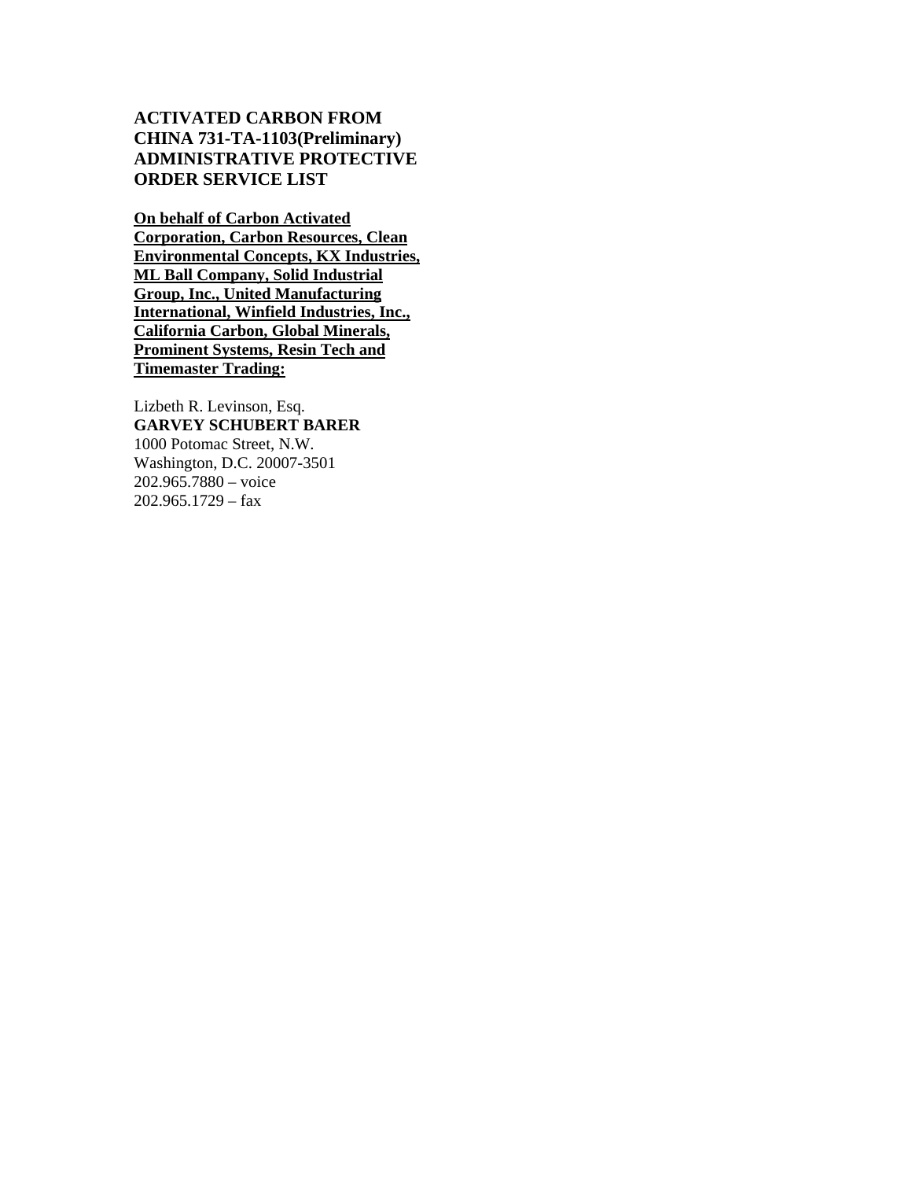**ACTIVATED CARBON FROM CHINA 731-TA-1103(Preliminary) ADMINISTRATIVE PROTECTIVE ORDER SERVICE LIST**

**On behalf of Carbon Activated Corporation, Carbon Resources, Clean Environmental Concepts, KX Industries, ML Ball Company, Solid Industrial Group, Inc., United Manufacturing International, Winfield Industries, Inc., California Carbon, Global Minerals, Prominent Systems, Resin Tech and Timemaster Trading:**

Lizbeth R. Levinson, Esq.
**GARVEY SCHUBERT BARER**
1000 Potomac Street, N.W.
Washington, D.C. 20007-3501
202.965.7880 – voice
202.965.1729 – fax